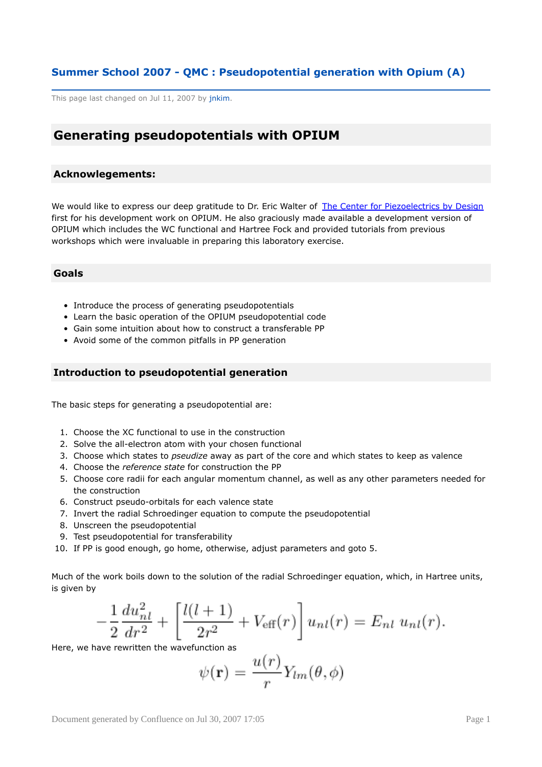# Summer School 2007 - QMC : Pseudopotential generation with Opium (A)

This page last changed on Jul 11, 2007 by jnkim.

## Generating pseudopotentials with OPIUM

### Acknowlegements:

We would like to express our deep gratitude to Dr. Eric Walter of The Center for Piezoelectrics by Design first for his development work on OPIUM. He also graciously made available a development version of OPIUM which includes the WC functional and Hartree Fock and provided tutorials from previous workshops which were invaluable in preparing this laboratory exercise.

### Goals

- Introduce the process of generating pseudopotentials
- Learn the basic operation of the OPIUM pseudopotential code
- Gain some intuition about how to construct a transferable PP
- Avoid some of the common pitfalls in PP generation

### Introduction to pseudopotential generation

The basic steps for generating a pseudopotential are:

1. Choose the XC functional to use in the construction
2. Solve the all-electron atom with your chosen functional
3. Choose which states to *pseudize* away as part of the core and which states to keep as valence
4. Choose the *reference state* for construction the PP
5. Choose core radii for each angular momentum channel, as well as any other parameters needed for the construction
6. Construct pseudo-orbitals for each valence state
7. Invert the radial Schroedinger equation to compute the pseudopotential
8. Unscreen the pseudopotential
9. Test pseudopotential for transferability
10. If PP is good enough, go home, otherwise, adjust parameters and goto 5.

Much of the work boils down to the solution of the radial Schroedinger equation, which, in Hartree units, is given by

$$-\frac{1}{2}\frac{du_{nl}^2}{dr^2} + \left[\frac{l(l+1)}{2r^2} + V_{\text{eff}}(r)\right] u_{nl}(r) = E_{nl}\, u_{nl}(r).$$

Here, we have rewritten the wavefunction as

$$\psi(\mathbf{r}) = \frac{u(r)}{r} Y_{lm}(\theta, \phi)$$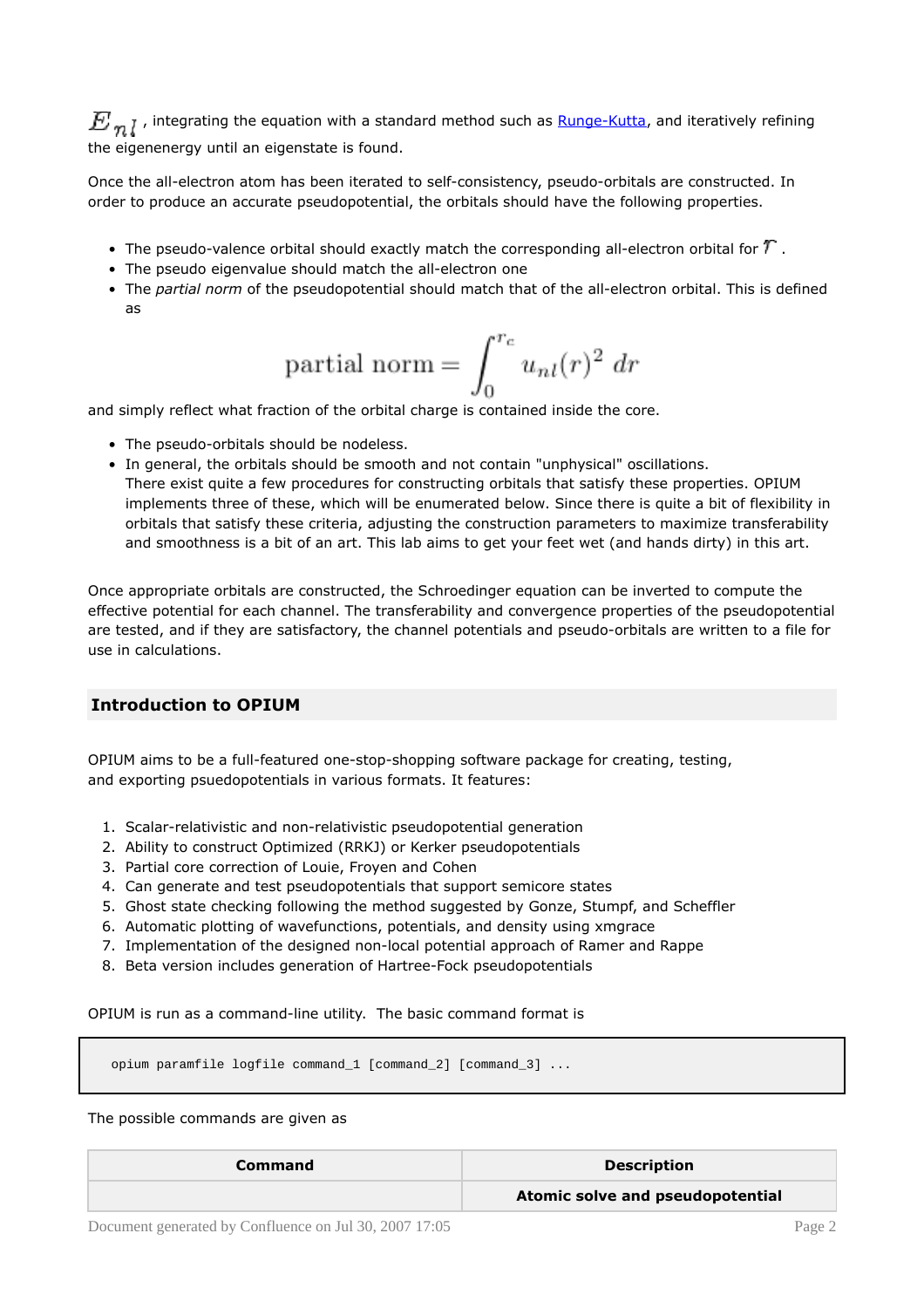$E_{nl}$, integrating the equation with a standard method such as Runge-Kutta, and iteratively refining the eigenenergy until an eigenstate is found.

Once the all-electron atom has been iterated to self-consistency, pseudo-orbitals are constructed. In order to produce an accurate pseudopotential, the orbitals should have the following properties.

- The pseudo-valence orbital should exactly match the corresponding all-electron orbital for $r$.
- The pseudo eigenvalue should match the all-electron one
- The *partial norm* of the pseudopotential should match that of the all-electron orbital. This is defined as

$$\text{partial norm} = \int_0^{r_c} u_{nl}(r)^2 \, dr$$

and simply reflect what fraction of the orbital charge is contained inside the core.

- The pseudo-orbitals should be nodeless.
- In general, the orbitals should be smooth and not contain "unphysical" oscillations.
  There exist quite a few procedures for constructing orbitals that satisfy these properties. OPIUM implements three of these, which will be enumerated below. Since there is quite a bit of flexibility in orbitals that satisfy these criteria, adjusting the construction parameters to maximize transferability and smoothness is a bit of an art. This lab aims to get your feet wet (and hands dirty) in this art.

Once appropriate orbitals are constructed, the Schroedinger equation can be inverted to compute the effective potential for each channel. The transferability and convergence properties of the pseudopotential are tested, and if they are satisfactory, the channel potentials and pseudo-orbitals are written to a file for use in calculations.

## Introduction to OPIUM

OPIUM aims to be a full-featured one-stop-shopping software package for creating, testing, and exporting psuedopotentials in various formats. It features:

1. Scalar-relativistic and non-relativistic pseudopotential generation
2. Ability to construct Optimized (RRKJ) or Kerker pseudopotentials
3. Partial core correction of Louie, Froyen and Cohen
4. Can generate and test pseudopotentials that support semicore states
5. Ghost state checking following the method suggested by Gonze, Stumpf, and Scheffler
6. Automatic plotting of wavefunctions, potentials, and density using xmgrace
7. Implementation of the designed non-local potential approach of Ramer and Rappe
8. Beta version includes generation of Hartree-Fock pseudopotentials

OPIUM is run as a command-line utility. The basic command format is

```
opium paramfile logfile command_1 [command_2] [command_3] ...
```

The possible commands are given as

| Command | Description |
|---|---|
| | **Atomic solve and pseudopotential** |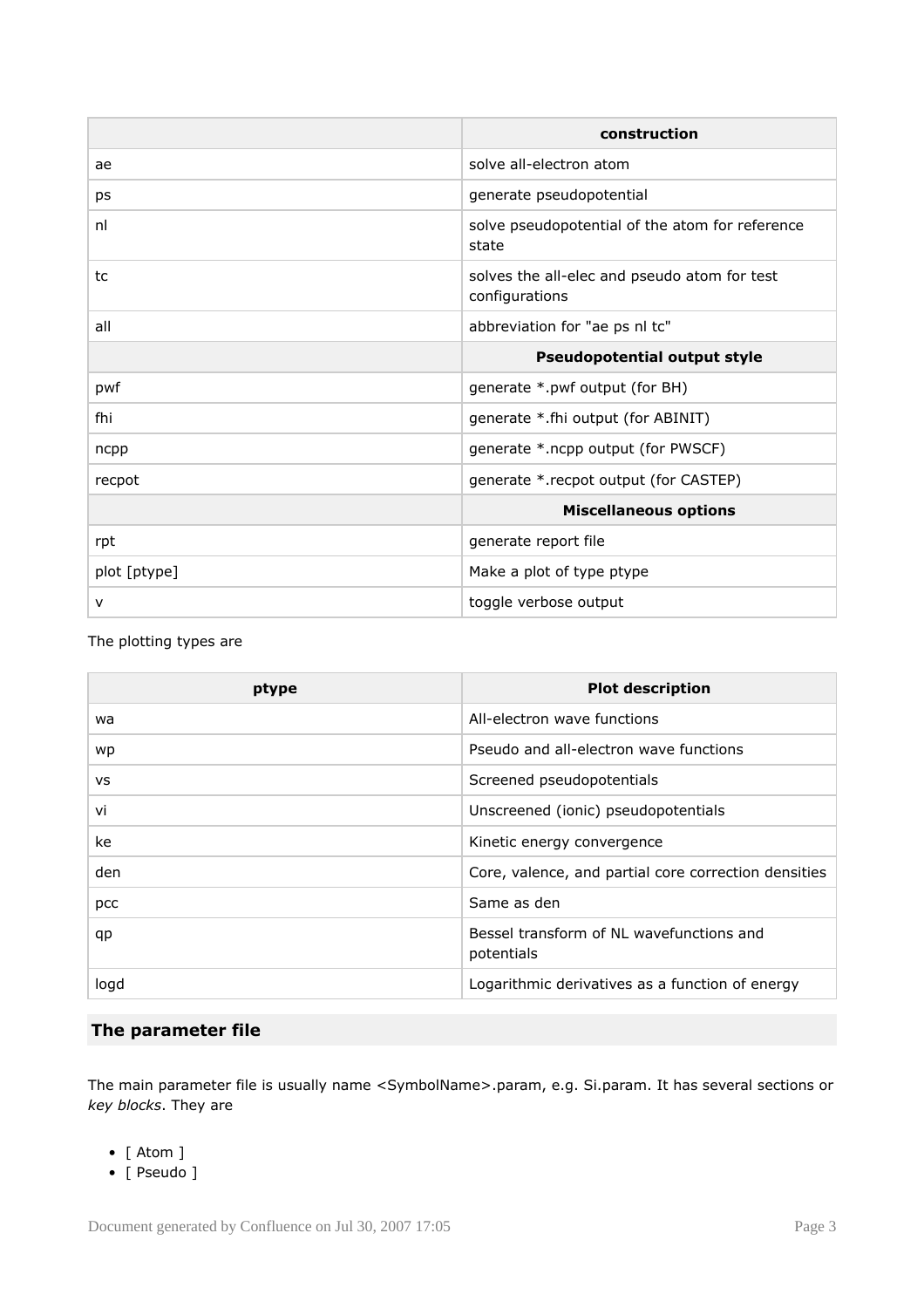| | construction |
|---|---|
| ae | solve all-electron atom |
| ps | generate pseudopotential |
| nl | solve pseudopotential of the atom for reference state |
| tc | solves the all-elec and pseudo atom for test configurations |
| all | abbreviation for "ae ps nl tc" |
| | **Pseudopotential output style** |
| pwf | generate *.pwf output (for BH) |
| fhi | generate *.fhi output (for ABINIT) |
| ncpp | generate *.ncpp output (for PWSCF) |
| recpot | generate *.recpot output (for CASTEP) |
| | **Miscellaneous options** |
| rpt | generate report file |
| plot [ptype] | Make a plot of type ptype |
| v | toggle verbose output |

The plotting types are

| ptype | Plot description |
|---|---|
| wa | All-electron wave functions |
| wp | Pseudo and all-electron wave functions |
| vs | Screened pseudopotentials |
| vi | Unscreened (ionic) pseudopotentials |
| ke | Kinetic energy convergence |
| den | Core, valence, and partial core correction densities |
| pcc | Same as den |
| qp | Bessel transform of NL wavefunctions and potentials |
| logd | Logarithmic derivatives as a function of energy |

## The parameter file

The main parameter file is usually name <SymbolName>.param, e.g. Si.param. It has several sections or *key blocks*. They are

- [ Atom ]
- [ Pseudo ]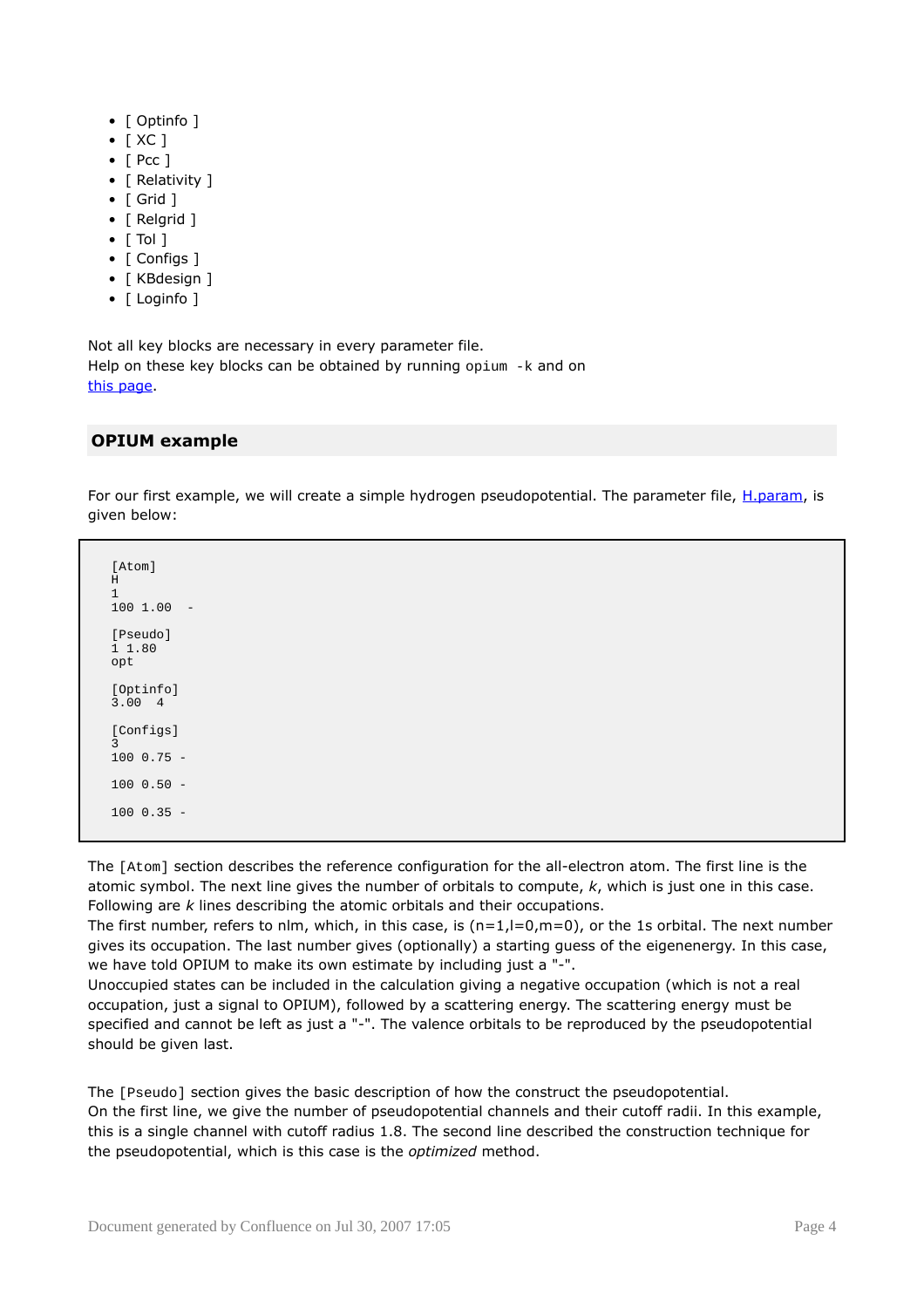- [ Optinfo ]
- [ XC ]
- [ Pcc ]
- [ Relativity ]
- [ Grid ]
- [ Relgrid ]
- [ Tol ]
- [ Configs ]
- [ KBdesign ]
- [ Loginfo ]

Not all key blocks are necessary in every parameter file.
Help on these key blocks can be obtained by running `opium -k` and on [this page](#).

## OPIUM example

For our first example, we will create a simple hydrogen pseudopotential. The parameter file, [H.param](#), is given below:

```
[Atom]
H
1
100 1.00  -

[Pseudo]
1 1.80
opt

[Optinfo]
3.00  4

[Configs]
3
100 0.75 -

100 0.50 -

100 0.35 -
```

The `[Atom]` section describes the reference configuration for the all-electron atom. The first line is the atomic symbol. The next line gives the number of orbitals to compute, *k*, which is just one in this case. Following are *k* lines describing the atomic orbitals and their occupations.
The first number, refers to nlm, which, in this case, is (n=1,l=0,m=0), or the 1s orbital. The next number gives its occupation. The last number gives (optionally) a starting guess of the eigenenergy. In this case, we have told OPIUM to make its own estimate by including just a "-".
Unoccupied states can be included in the calculation giving a negative occupation (which is not a real occupation, just a signal to OPIUM), followed by a scattering energy. The scattering energy must be specified and cannot be left as just a "-". The valence orbitals to be reproduced by the pseudopotential should be given last.

The `[Pseudo]` section gives the basic description of how the construct the pseudopotential.
On the first line, we give the number of pseudopotential channels and their cutoff radii. In this example, this is a single channel with cutoff radius 1.8. The second line described the construction technique for the pseudopotential, which is this case is the *optimized* method.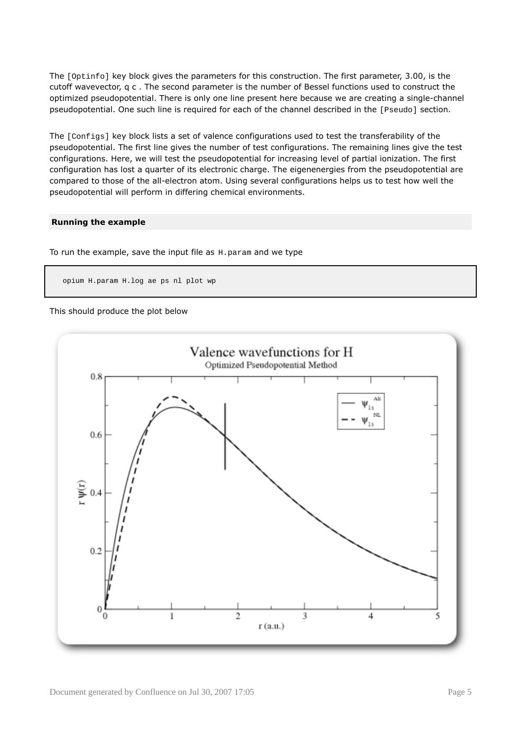The [Optinfo] key block gives the parameters for this construction. The first parameter, 3.00, is the cutoff wavevector, $q_c$. The second parameter is the number of Bessel functions used to construct the optimized pseudopotential. There is only one line present here because we are creating a single-channel pseudopotential. One such line is required for each of the channel described in the [Pseudo] section.

The [Configs] key block lists a set of valence configurations used to test the transferability of the pseudopotential. The first line gives the number of test configurations. The remaining lines give the test configurations. Here, we will test the pseudopotential for increasing level of partial ionization. The first configuration has lost a quarter of its electronic charge. The eigenenergies from the pseudopotential are compared to those of the all-electron atom. Using several configurations helps us to test how well the pseudopotential will perform in differing chemical environments.

### Running the example

To run the example, save the input file as H.param and we type

```
opium H.param H.log ae ps nl plot wp
```

This should produce the plot below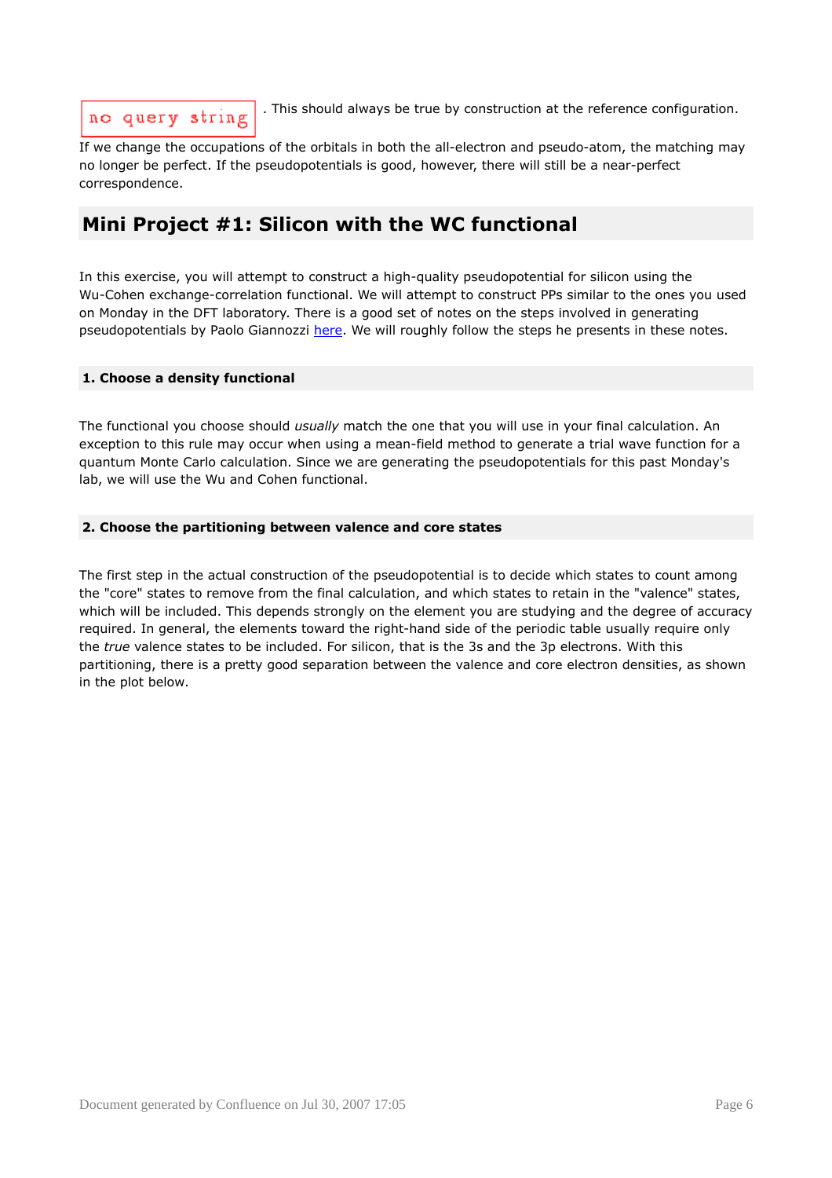no query string . This should always be true by construction at the reference configuration. If we change the occupations of the orbitals in both the all-electron and pseudo-atom, the matching may no longer be perfect. If the pseudopotentials is good, however, there will still be a near-perfect correspondence.

## Mini Project #1: Silicon with the WC functional

In this exercise, you will attempt to construct a high-quality pseudopotential for silicon using the Wu-Cohen exchange-correlation functional. We will attempt to construct PPs similar to the ones you used on Monday in the DFT laboratory. There is a good set of notes on the steps involved in generating pseudopotentials by Paolo Giannozzi here. We will roughly follow the steps he presents in these notes.

### 1. Choose a density functional

The functional you choose should *usually* match the one that you will use in your final calculation. An exception to this rule may occur when using a mean-field method to generate a trial wave function for a quantum Monte Carlo calculation. Since we are generating the pseudopotentials for this past Monday's lab, we will use the Wu and Cohen functional.

### 2. Choose the partitioning between valence and core states

The first step in the actual construction of the pseudopotential is to decide which states to count among the "core" states to remove from the final calculation, and which states to retain in the "valence" states, which will be included. This depends strongly on the element you are studying and the degree of accuracy required. In general, the elements toward the right-hand side of the periodic table usually require only the *true* valence states to be included. For silicon, that is the 3s and the 3p electrons. With this partitioning, there is a pretty good separation between the valence and core electron densities, as shown in the plot below.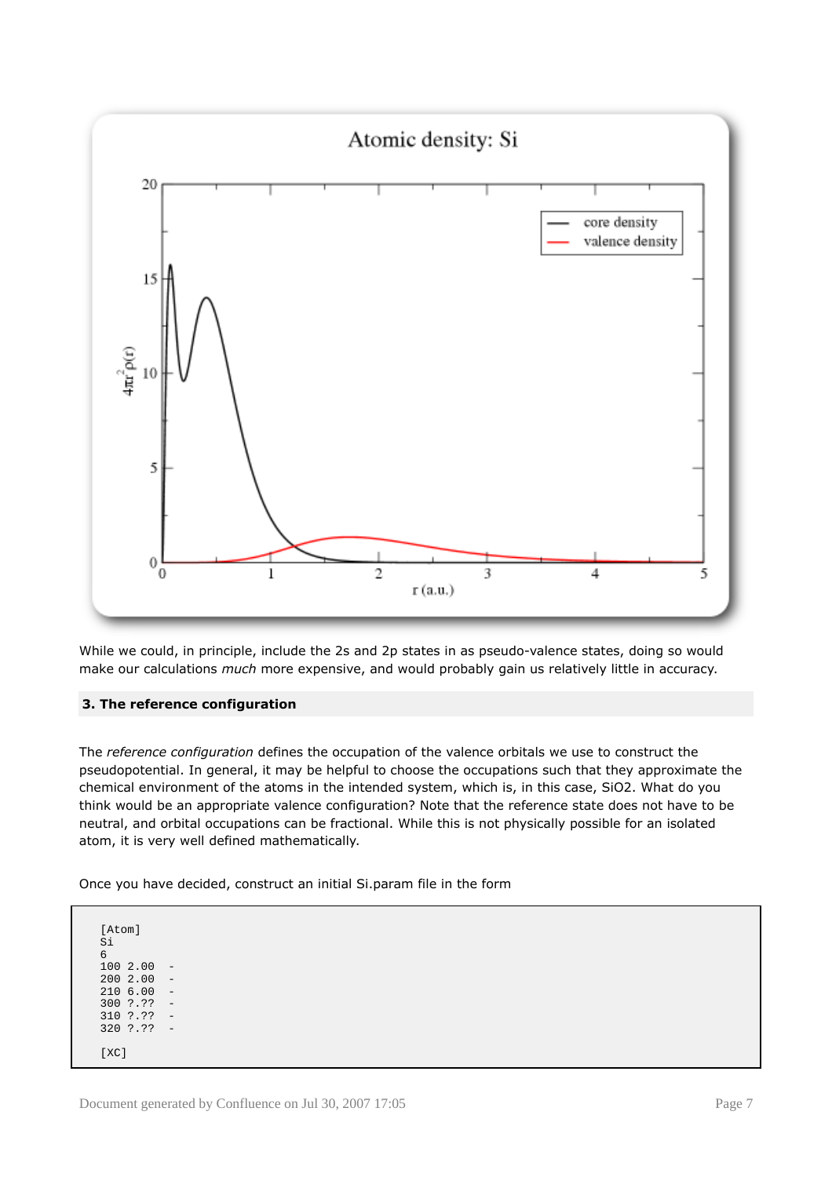While we could, in principle, include the 2s and 2p states in as pseudo-valence states, doing so would make our calculations *much* more expensive, and would probably gain us relatively little in accuracy.

## 3. The reference configuration

The *reference configuration* defines the occupation of the valence orbitals we use to construct the pseudopotential. In general, it may be helpful to choose the occupations such that they approximate the chemical environment of the atoms in the intended system, which is, in this case, SiO2. What do you think would be an appropriate valence configuration? Note that the reference state does not have to be neutral, and orbital occupations can be fractional. While this is not physically possible for an isolated atom, it is very well defined mathematically.

Once you have decided, construct an initial Si.param file in the form

```
[Atom]
Si
6
100 2.00  -
200 2.00  -
210 6.00  -
300 ?.??  -
310 ?.??  -
320 ?.??  -

[XC]
```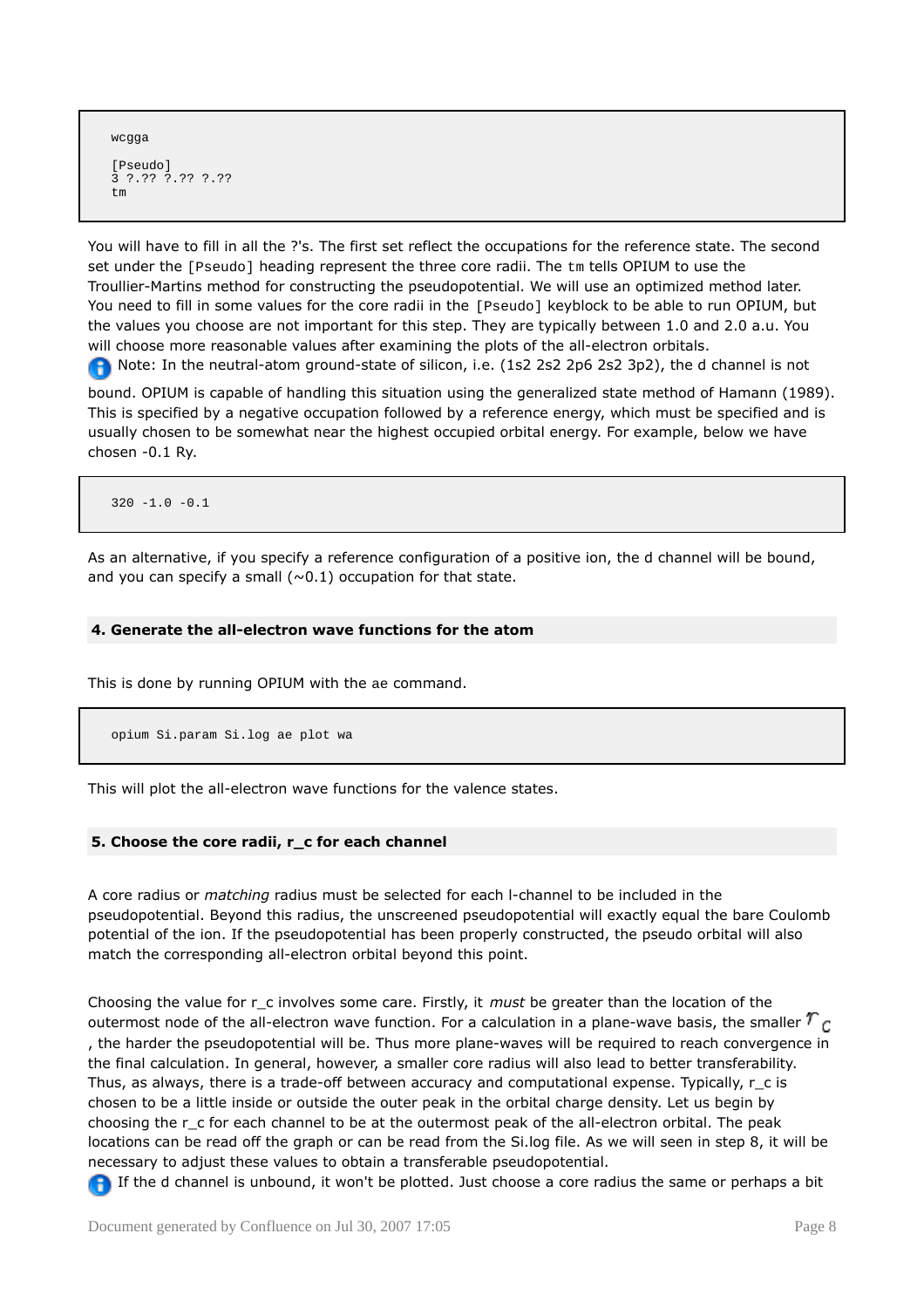```
wcgga

[Pseudo]
3 ?.?? ?.?? ?.??
tm
```

You will have to fill in all the ?'s. The first set reflect the occupations for the reference state. The second set under the [Pseudo] heading represent the three core radii. The tm tells OPIUM to use the Troullier-Martins method for constructing the pseudopotential. We will use an optimized method later. You need to fill in some values for the core radii in the [Pseudo] keyblock to be able to run OPIUM, but the values you choose are not important for this step. They are typically between 1.0 and 2.0 a.u. You will choose more reasonable values after examining the plots of the all-electron orbitals.

Note: In the neutral-atom ground-state of silicon, i.e. (1s2 2s2 2p6 2s2 3p2), the d channel is not bound. OPIUM is capable of handling this situation using the generalized state method of Hamann (1989). This is specified by a negative occupation followed by a reference energy, which must be specified and is usually chosen to be somewhat near the highest occupied orbital energy. For example, below we have chosen -0.1 Ry.

```
320 -1.0 -0.1
```

As an alternative, if you specify a reference configuration of a positive ion, the d channel will be bound, and you can specify a small (~0.1) occupation for that state.

### 4. Generate the all-electron wave functions for the atom

This is done by running OPIUM with the ae command.

```
opium Si.param Si.log ae plot wa
```

This will plot the all-electron wave functions for the valence states.

### 5. Choose the core radii, r_c for each channel

A core radius or *matching* radius must be selected for each l-channel to be included in the pseudopotential. Beyond this radius, the unscreened pseudopotential will exactly equal the bare Coulomb potential of the ion. If the pseudopotential has been properly constructed, the pseudo orbital will also match the corresponding all-electron orbital beyond this point.

Choosing the value for r_c involves some care. Firstly, it *must* be greater than the location of the outermost node of the all-electron wave function. For a calculation in a plane-wave basis, the smaller $r_c$, the harder the pseudopotential will be. Thus more plane-waves will be required to reach convergence in the final calculation. In general, however, a smaller core radius will also lead to better transferability. Thus, as always, there is a trade-off between accuracy and computational expense. Typically, r_c is chosen to be a little inside or outside the outer peak in the orbital charge density. Let us begin by choosing the r_c for each channel to be at the outermost peak of the all-electron orbital. The peak locations can be read off the graph or can be read from the Si.log file. As we will seen in step 8, it will be necessary to adjust these values to obtain a transferable pseudopotential.

If the d channel is unbound, it won't be plotted. Just choose a core radius the same or perhaps a bit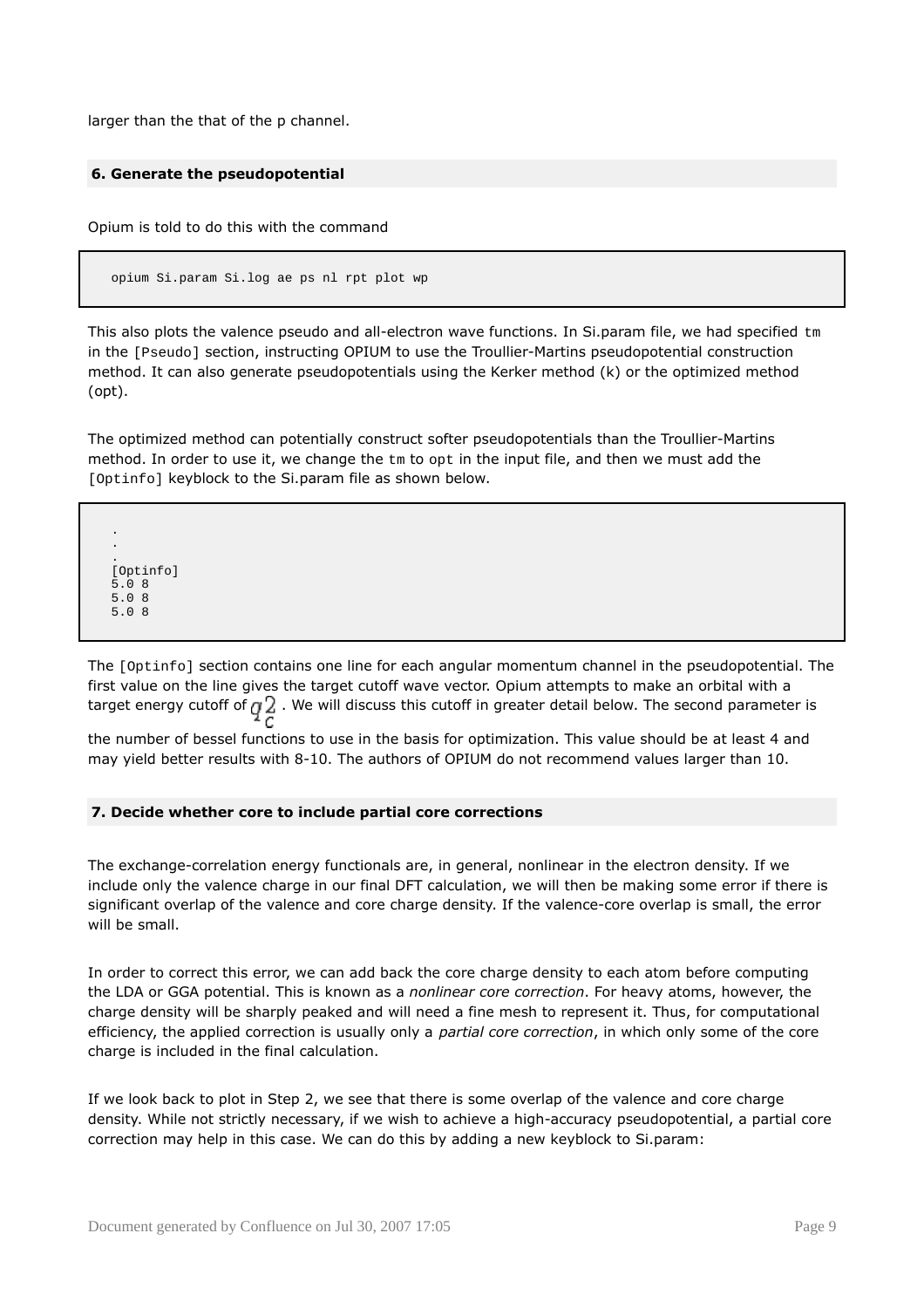larger than the that of the p channel.

#### 6. Generate the pseudopotential

Opium is told to do this with the command

```
opium Si.param Si.log ae ps nl rpt plot wp
```

This also plots the valence pseudo and all-electron wave functions. In Si.param file, we had specified `tm` in the `[Pseudo]` section, instructing OPIUM to use the Troullier-Martins pseudopotential construction method. It can also generate pseudopotentials using the Kerker method (k) or the optimized method (opt).

The optimized method can potentially construct softer pseudopotentials than the Troullier-Martins method. In order to use it, we change the `tm` to `opt` in the input file, and then we must add the `[Optinfo]` keyblock to the Si.param file as shown below.

```
.
.
.
[Optinfo]
5.0 8
5.0 8
5.0 8
```

The `[Optinfo]` section contains one line for each angular momentum channel in the pseudopotential. The first value on the line gives the target cutoff wave vector. Opium attempts to make an orbital with a target energy cutoff of $q_c^2$. We will discuss this cutoff in greater detail below. The second parameter is the number of bessel functions to use in the basis for optimization. This value should be at least 4 and may yield better results with 8-10. The authors of OPIUM do not recommend values larger than 10.

#### 7. Decide whether core to include partial core corrections

The exchange-correlation energy functionals are, in general, nonlinear in the electron density. If we include only the valence charge in our final DFT calculation, we will then be making some error if there is significant overlap of the valence and core charge density. If the valence-core overlap is small, the error will be small.

In order to correct this error, we can add back the core charge density to each atom before computing the LDA or GGA potential. This is known as a *nonlinear core correction*. For heavy atoms, however, the charge density will be sharply peaked and will need a fine mesh to represent it. Thus, for computational efficiency, the applied correction is usually only a *partial core correction*, in which only some of the core charge is included in the final calculation.

If we look back to plot in Step 2, we see that there is some overlap of the valence and core charge density. While not strictly necessary, if we wish to achieve a high-accuracy pseudopotential, a partial core correction may help in this case. We can do this by adding a new keyblock to Si.param: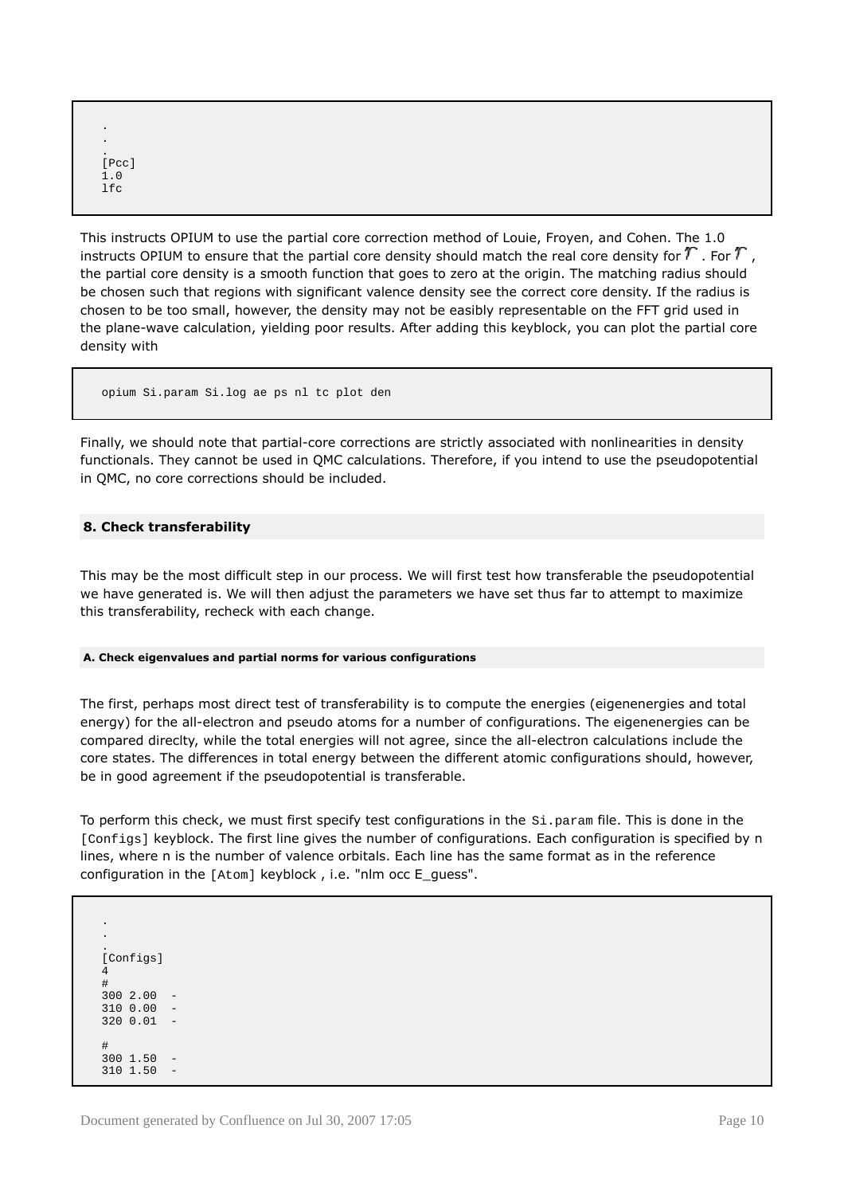```
.
.
.
[Pcc]
1.0
lfc
```

This instructs OPIUM to use the partial core correction method of Louie, Froyen, and Cohen. The 1.0 instructs OPIUM to ensure that the partial core density should match the real core density for $r$ . For $r$ , the partial core density is a smooth function that goes to zero at the origin. The matching radius should be chosen such that regions with significant valence density see the correct core density. If the radius is chosen to be too small, however, the density may not be easibly representable on the FFT grid used in the plane-wave calculation, yielding poor results. After adding this keyblock, you can plot the partial core density with

```
opium Si.param Si.log ae ps nl tc plot den
```

Finally, we should note that partial-core corrections are strictly associated with nonlinearities in density functionals. They cannot be used in QMC calculations. Therefore, if you intend to use the pseudopotential in QMC, no core corrections should be included.

## 8. Check transferability

This may be the most difficult step in our process. We will first test how transferable the pseudopotential we have generated is. We will then adjust the parameters we have set thus far to attempt to maximize this transferability, recheck with each change.

### A. Check eigenvalues and partial norms for various configurations

The first, perhaps most direct test of transferability is to compute the energies (eigenenergies and total energy) for the all-electron and pseudo atoms for a number of configurations. The eigenenergies can be compared direclty, while the total energies will not agree, since the all-electron calculations include the core states. The differences in total energy between the different atomic configurations should, however, be in good agreement if the pseudopotential is transferable.

To perform this check, we must first specify test configurations in the `Si.param` file. This is done in the `[Configs]` keyblock. The first line gives the number of configurations. Each configuration is specified by n lines, where n is the number of valence orbitals. Each line has the same format as in the reference configuration in the `[Atom]` keyblock , i.e. "nlm occ E_guess".

```
.
.
.
[Configs]
4
#
300 2.00  -
310 0.00  -
320 0.01  -

#
300 1.50  -
310 1.50  -
```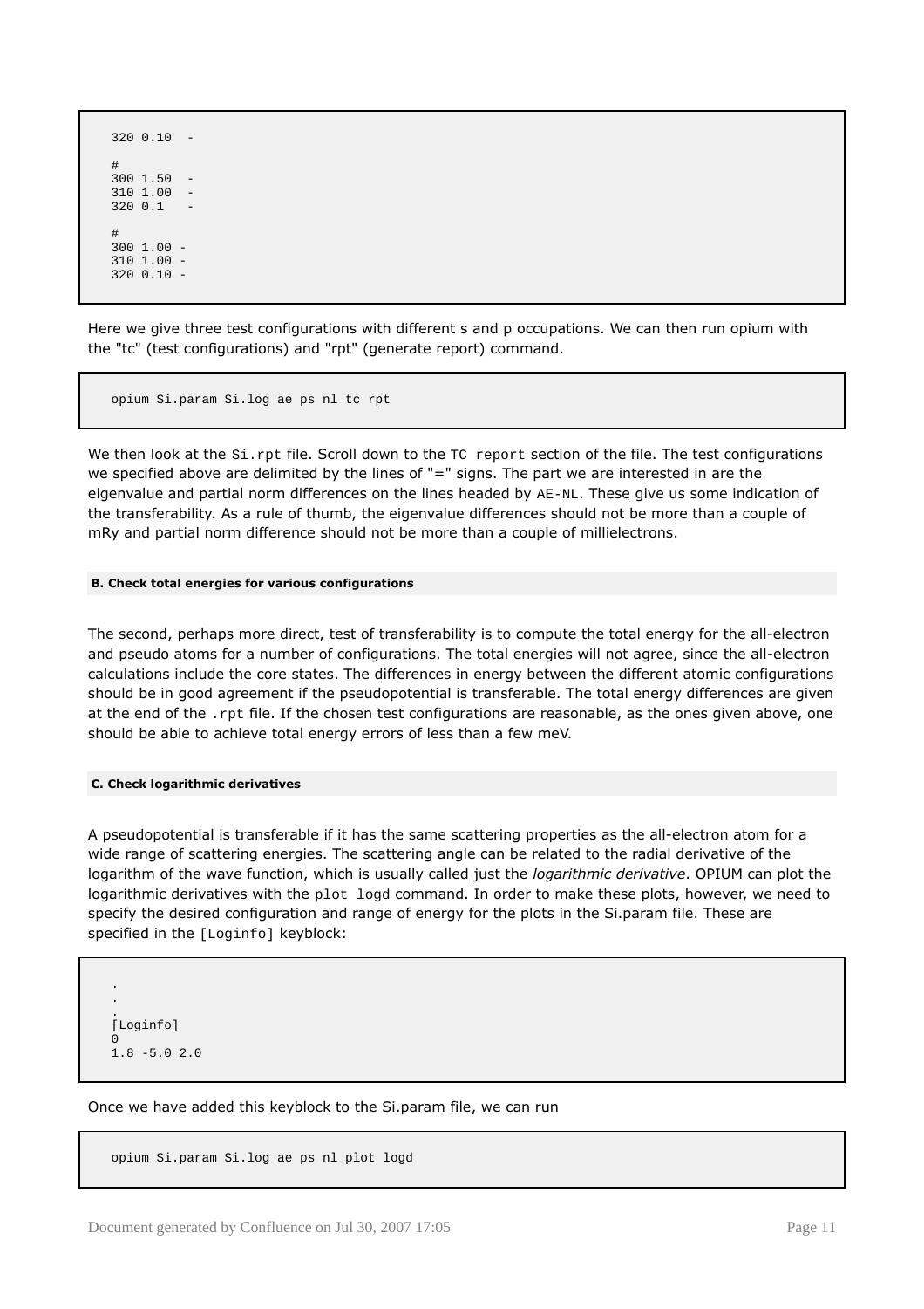```
320 0.10  -

#
300 1.50  -
310 1.00  -
320 0.1   -

#
300 1.00 -
310 1.00 -
320 0.10 -
```

Here we give three test configurations with different s and p occupations. We can then run opium with the "tc" (test configurations) and "rpt" (generate report) command.

```
opium Si.param Si.log ae ps nl tc rpt
```

We then look at the `Si.rpt` file. Scroll down to the `TC report` section of the file. The test configurations we specified above are delimited by the lines of "=" signs. The part we are interested in are the eigenvalue and partial norm differences on the lines headed by `AE-NL`. These give us some indication of the transferability. As a rule of thumb, the eigenvalue differences should not be more than a couple of mRy and partial norm difference should not be more than a couple of millielectrons.

##### B. Check total energies for various configurations

The second, perhaps more direct, test of transferability is to compute the total energy for the all-electron and pseudo atoms for a number of configurations. The total energies will not agree, since the all-electron calculations include the core states. The differences in energy between the different atomic configurations should be in good agreement if the pseudopotential is transferable. The total energy differences are given at the end of the `.rpt` file. If the chosen test configurations are reasonable, as the ones given above, one should be able to achieve total energy errors of less than a few meV.

##### C. Check logarithmic derivatives

A pseudopotential is transferable if it has the same scattering properties as the all-electron atom for a wide range of scattering energies. The scattering angle can be related to the radial derivative of the logarithm of the wave function, which is usually called just the *logarithmic derivative*. OPIUM can plot the logarithmic derivatives with the `plot logd` command. In order to make these plots, however, we need to specify the desired configuration and range of energy for the plots in the Si.param file. These are specified in the `[Loginfo]` keyblock:

```
.
.
.
[Loginfo]
0
1.8 -5.0 2.0
```

Once we have added this keyblock to the Si.param file, we can run

```
opium Si.param Si.log ae ps nl plot logd
```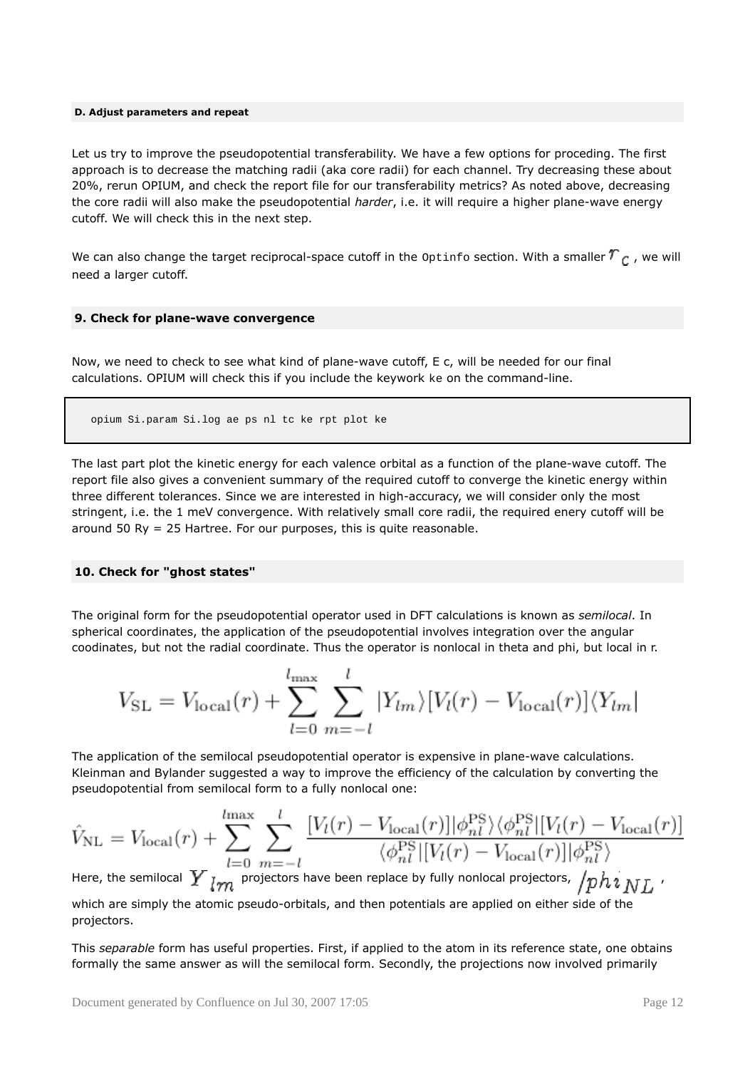#### D. Adjust parameters and repeat

Let us try to improve the pseudopotential transferability. We have a few options for proceding. The first approach is to decrease the matching radii (aka core radii) for each channel. Try decreasing these about 20%, rerun OPIUM, and check the report file for our transferability metrics? As noted above, decreasing the core radii will also make the pseudopotential *harder*, i.e. it will require a higher plane-wave energy cutoff. We will check this in the next step.

We can also change the target reciprocal-space cutoff in the `Optinfo` section. With a smaller $r_c$, we will need a larger cutoff.

#### 9. Check for plane-wave convergence

Now, we need to check to see what kind of plane-wave cutoff, E c, will be needed for our final calculations. OPIUM will check this if you include the keywork `ke` on the command-line.

```
opium Si.param Si.log ae ps nl tc ke rpt plot ke
```

The last part plot the kinetic energy for each valence orbital as a function of the plane-wave cutoff. The report file also gives a convenient summary of the required cutoff to converge the kinetic energy within three different tolerances. Since we are interested in high-accuracy, we will consider only the most stringent, i.e. the 1 meV convergence. With relatively small core radii, the required enery cutoff will be around 50 Ry = 25 Hartree. For our purposes, this is quite reasonable.

#### 10. Check for "ghost states"

The original form for the pseudopotential operator used in DFT calculations is known as *semilocal*. In spherical coordinates, the application of the pseudopotential involves integration over the angular coodinates, but not the radial coordinate. Thus the operator is nonlocal in theta and phi, but local in r.

$$V_{\mathrm{SL}} = V_{\mathrm{local}}(r) + \sum_{l=0}^{l_{\max}} \sum_{m=-l}^{l} |Y_{lm}\rangle [V_l(r) - V_{\mathrm{local}}(r)] \langle Y_{lm}|$$

The application of the semilocal pseudopotential operator is expensive in plane-wave calculations. Kleinman and Bylander suggested a way to improve the efficiency of the calculation by converting the pseudopotential from semilocal form to a fully nonlocal one:

$$\hat{V}_{\mathrm{NL}} = V_{\mathrm{local}}(r) + \sum_{l=0}^{l\mathrm{max}} \sum_{m=-l}^{l} \frac{[V_l(r) - V_{\mathrm{local}}(r)]|\phi_{nl}^{\mathrm{PS}}\rangle\langle\phi_{nl}^{\mathrm{PS}}|[V_l(r) - V_{\mathrm{local}}(r)]}{\langle\phi_{nl}^{\mathrm{PS}}|[V_l(r) - V_{\mathrm{local}}(r)]|\phi_{nl}^{\mathrm{PS}}\rangle}$$

Here, the semilocal $Y_{lm}$ projectors have been replace by fully nonlocal projectors, $/phi_{NL}$, which are simply the atomic pseudo-orbitals, and then potentials are applied on either side of the projectors.

This *separable* form has useful properties. First, if applied to the atom in its reference state, one obtains formally the same answer as will the semilocal form. Secondly, the projections now involved primarily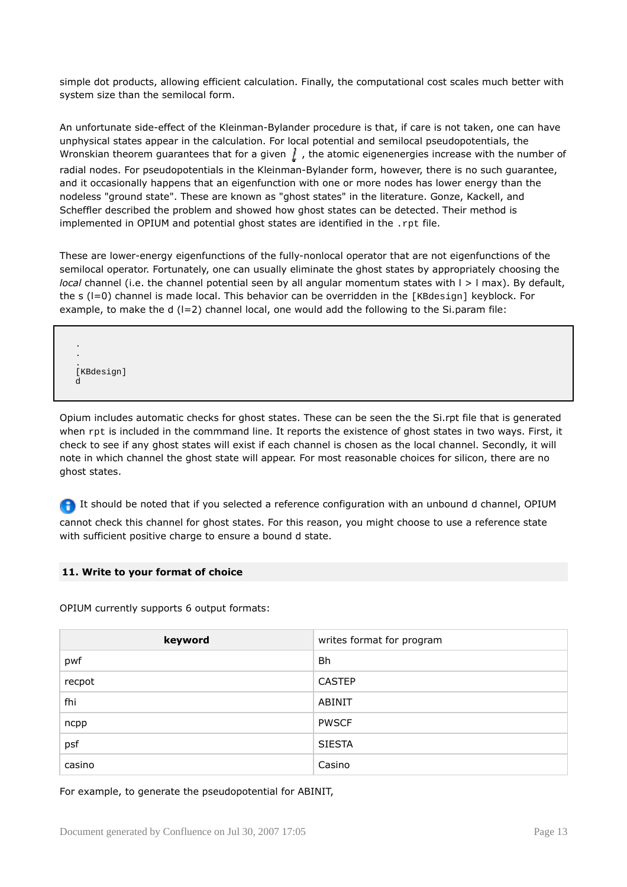simple dot products, allowing efficient calculation. Finally, the computational cost scales much better with system size than the semilocal form.

An unfortunate side-effect of the Kleinman-Bylander procedure is that, if care is not taken, one can have unphysical states appear in the calculation. For local potential and semilocal pseudopotentials, the Wronskian theorem guarantees that for a given $l$ , the atomic eigenenergies increase with the number of radial nodes. For pseudopotentials in the Kleinman-Bylander form, however, there is no such guarantee, and it occasionally happens that an eigenfunction with one or more nodes has lower energy than the nodeless "ground state". These are known as "ghost states" in the literature. Gonze, Kackell, and Scheffler described the problem and showed how ghost states can be detected. Their method is implemented in OPIUM and potential ghost states are identified in the `.rpt` file.

These are lower-energy eigenfunctions of the fully-nonlocal operator that are not eigenfunctions of the semilocal operator. Fortunately, one can usually eliminate the ghost states by appropriately choosing the *local* channel (i.e. the channel potential seen by all angular momentum states with l > l max). By default, the s (l=0) channel is made local. This behavior can be overridden in the `[KBdesign]` keyblock. For example, to make the d (l=2) channel local, one would add the following to the Si.param file:

```
.
.
.
[KBdesign]
d
```

Opium includes automatic checks for ghost states. These can be seen the the Si.rpt file that is generated when `rpt` is included in the commmand line. It reports the existence of ghost states in two ways. First, it check to see if any ghost states will exist if each channel is chosen as the local channel. Secondly, it will note in which channel the ghost state will appear. For most reasonable choices for silicon, there are no ghost states.

It should be noted that if you selected a reference configuration with an unbound d channel, OPIUM cannot check this channel for ghost states. For this reason, you might choose to use a reference state with sufficient positive charge to ensure a bound d state.

### 11. Write to your format of choice

OPIUM currently supports 6 output formats:

| keyword | writes format for program |
|---|---|
| pwf | Bh |
| recpot | CASTEP |
| fhi | ABINIT |
| ncpp | PWSCF |
| psf | SIESTA |
| casino | Casino |

For example, to generate the pseudopotential for ABINIT,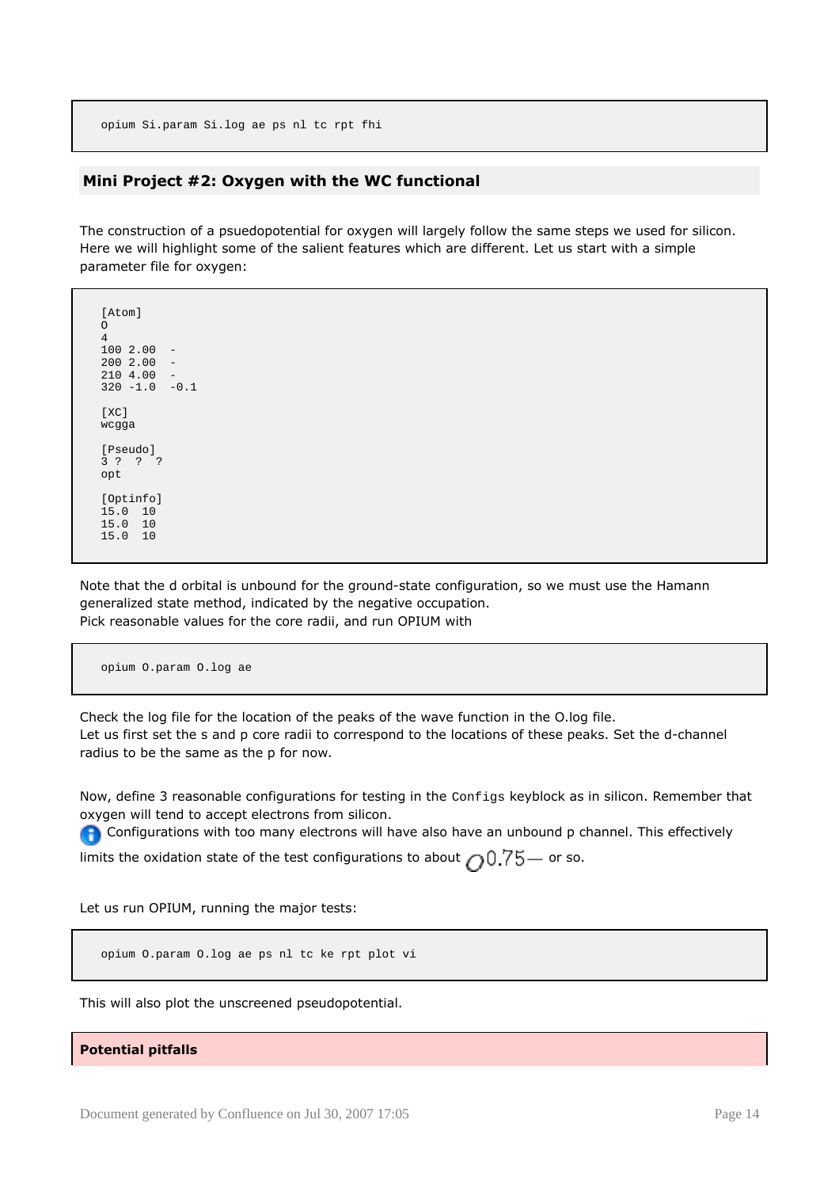```
opium Si.param Si.log ae ps nl tc rpt fhi
```

## Mini Project #2: Oxygen with the WC functional

The construction of a psuedopotential for oxygen will largely follow the same steps we used for silicon. Here we will highlight some of the salient features which are different. Let us start with a simple parameter file for oxygen:

```
[Atom]
O
4
100 2.00  -
200 2.00  -
210 4.00  -
320 -1.0  -0.1

[XC]
wcgga

[Pseudo]
3 ?  ?  ?
opt

[Optinfo]
15.0  10
15.0  10
15.0  10
```

Note that the d orbital is unbound for the ground-state configuration, so we must use the Hamann generalized state method, indicated by the negative occupation.
Pick reasonable values for the core radii, and run OPIUM with

```
opium O.param O.log ae
```

Check the log file for the location of the peaks of the wave function in the O.log file.
Let us first set the s and p core radii to correspond to the locations of these peaks. Set the d-channel radius to be the same as the p for now.

Now, define 3 reasonable configurations for testing in the `Configs` keyblock as in silicon. Remember that oxygen will tend to accept electrons from silicon.

Configurations with too many electrons will have also have an unbound p channel. This effectively limits the oxidation state of the test configurations to about $O^{0.75-}$ or so.

Let us run OPIUM, running the major tests:

```
opium O.param O.log ae ps nl tc ke rpt plot vi
```

This will also plot the unscreened pseudopotential.

**Potential pitfalls**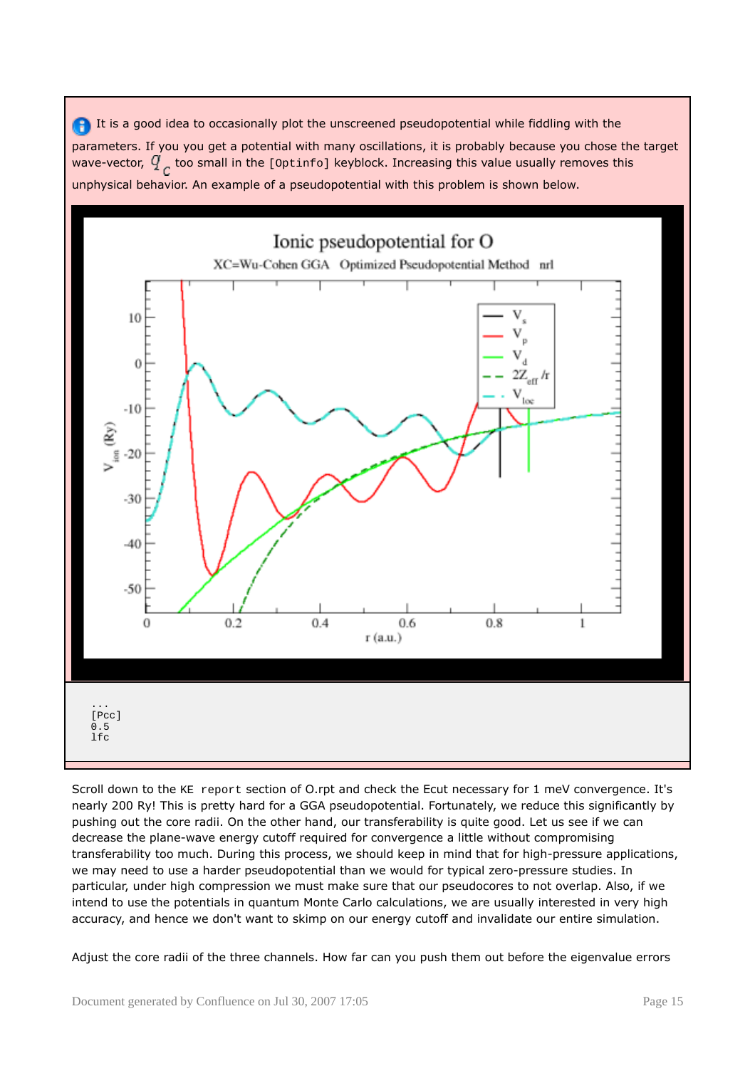It is a good idea to occasionally plot the unscreened pseudopotential while fiddling with the parameters. If you you get a potential with many oscillations, it is probably because you chose the target wave-vector, $q_c$ too small in the `[Optinfo]` keyblock. Increasing this value usually removes this unphysical behavior. An example of a pseudopotential with this problem is shown below.

```
...
[Pcc]
0.5
lfc
```

Scroll down to the `KE report` section of O.rpt and check the Ecut necessary for 1 meV convergence. It's nearly 200 Ry! This is pretty hard for a GGA pseudopotential. Fortunately, we reduce this significantly by pushing out the core radii. On the other hand, our transferability is quite good. Let us see if we can decrease the plane-wave energy cutoff required for convergence a little without compromising transferability too much. During this process, we should keep in mind that for high-pressure applications, we may need to use a harder pseudopotential than we would for typical zero-pressure studies. In particular, under high compression we must make sure that our pseudocores to not overlap. Also, if we intend to use the potentials in quantum Monte Carlo calculations, we are usually interested in very high accuracy, and hence we don't want to skimp on our energy cutoff and invalidate our entire simulation.

Adjust the core radii of the three channels. How far can you push them out before the eigenvalue errors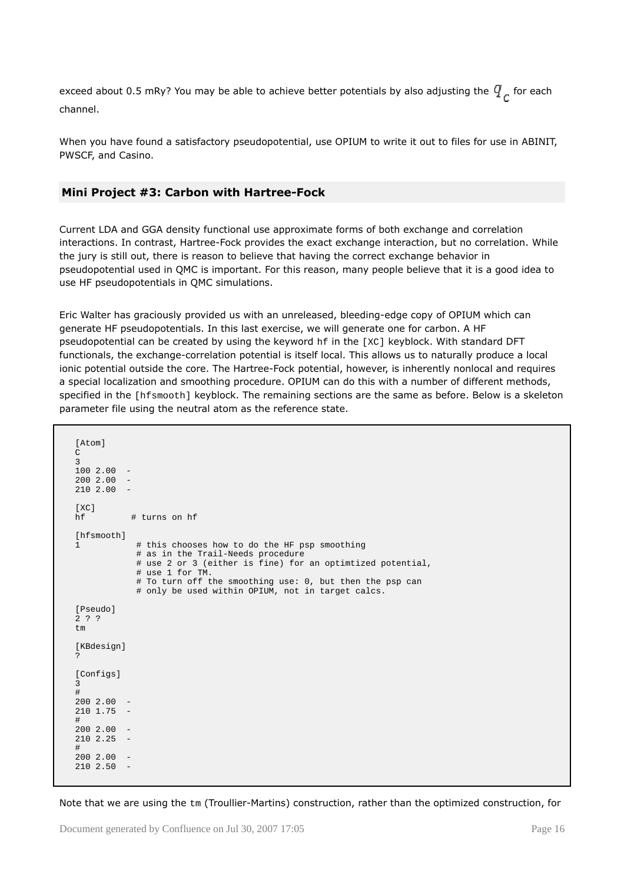exceed about 0.5 mRy? You may be able to achieve better potentials by also adjusting the $q_c$ for each channel.

When you have found a satisfactory pseudopotential, use OPIUM to write it out to files for use in ABINIT, PWSCF, and Casino.

## Mini Project #3: Carbon with Hartree-Fock

Current LDA and GGA density functional use approximate forms of both exchange and correlation interactions. In contrast, Hartree-Fock provides the exact exchange interaction, but no correlation. While the jury is still out, there is reason to believe that having the correct exchange behavior in pseudopotential used in QMC is important. For this reason, many people believe that it is a good idea to use HF pseudopotentials in QMC simulations.

Eric Walter has graciously provided us with an unreleased, bleeding-edge copy of OPIUM which can generate HF pseudopotentials. In this last exercise, we will generate one for carbon. A HF pseudopotential can be created by using the keyword `hf` in the `[XC]` keyblock. With standard DFT functionals, the exchange-correlation potential is itself local. This allows us to naturally produce a local ionic potential outside the core. The Hartree-Fock potential, however, is inherently nonlocal and requires a special localization and smoothing procedure. OPIUM can do this with a number of different methods, specified in the `[hfsmooth]` keyblock. The remaining sections are the same as before. Below is a skeleton parameter file using the neutral atom as the reference state.

```
[Atom]
C
3
100 2.00  -
200 2.00  -
210 2.00  -

[XC]
hf         # turns on hf

[hfsmooth]
1           # this chooses how to do the HF psp smoothing
            # as in the Trail-Needs procedure
            # use 2 or 3 (either is fine) for an optimtized potential,
            # use 1 for TM.
            # To turn off the smoothing use: 0, but then the psp can
            # only be used within OPIUM, not in target calcs.

[Pseudo]
2 ? ?
tm

[KBdesign]
?

[Configs]
3
#
200 2.00  -
210 1.75  -
#
200 2.00  -
210 2.25  -
#
200 2.00  -
210 2.50  -
```

Note that we are using the `tm` (Troullier-Martins) construction, rather than the optimized construction, for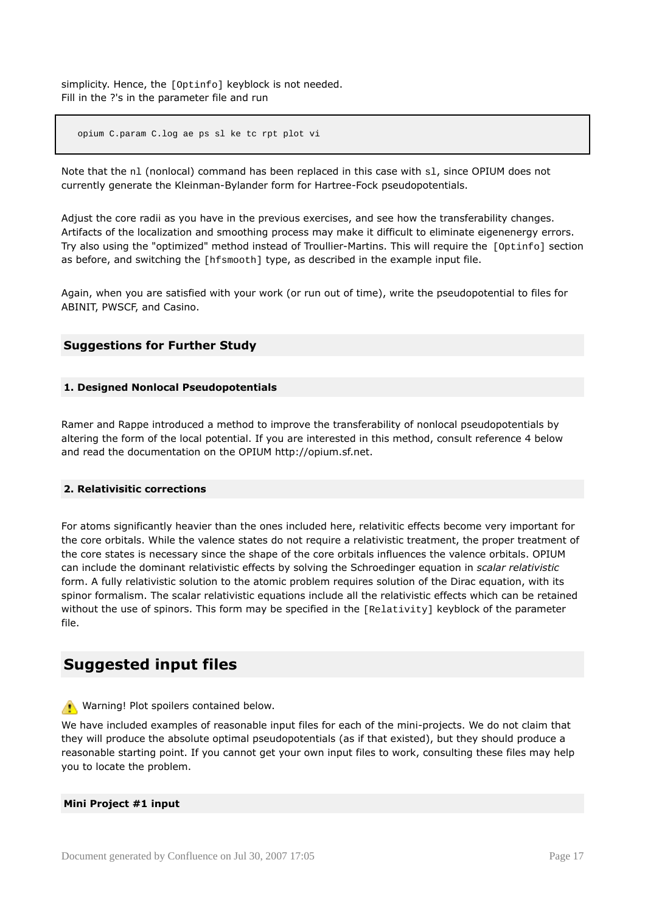simplicity. Hence, the `[Optinfo]` keyblock is not needed.
Fill in the ?'s in the parameter file and run

```
opium C.param C.log ae ps sl ke tc rpt plot vi
```

Note that the `nl` (nonlocal) command has been replaced in this case with `sl`, since OPIUM does not currently generate the Kleinman-Bylander form for Hartree-Fock pseudopotentials.

Adjust the core radii as you have in the previous exercises, and see how the transferability changes. Artifacts of the localization and smoothing process may make it difficult to eliminate eigenenergy errors. Try also using the "optimized" method instead of Troullier-Martins. This will require the `[Optinfo]` section as before, and switching the `[hfsmooth]` type, as described in the example input file.

Again, when you are satisfied with your work (or run out of time), write the pseudopotential to files for ABINIT, PWSCF, and Casino.

### Suggestions for Further Study

#### 1. Designed Nonlocal Pseudopotentials

Ramer and Rappe introduced a method to improve the transferability of nonlocal pseudopotentials by altering the form of the local potential. If you are interested in this method, consult reference 4 below and read the documentation on the OPIUM http://opium.sf.net.

#### 2. Relativisitic corrections

For atoms significantly heavier than the ones included here, relativitic effects become very important for the core orbitals. While the valence states do not require a relativistic treatment, the proper treatment of the core states is necessary since the shape of the core orbitals influences the valence orbitals. OPIUM can include the dominant relativistic effects by solving the Schroedinger equation in *scalar relativistic* form. A fully relativistic solution to the atomic problem requires solution of the Dirac equation, with its spinor formalism. The scalar relativistic equations include all the relativistic effects which can be retained without the use of spinors. This form may be specified in the `[Relativity]` keyblock of the parameter file.

## Suggested input files

⚠ Warning! Plot spoilers contained below.

We have included examples of reasonable input files for each of the mini-projects. We do not claim that they will produce the absolute optimal pseudopotentials (as if that existed), but they should produce a reasonable starting point. If you cannot get your own input files to work, consulting these files may help you to locate the problem.

#### Mini Project #1 input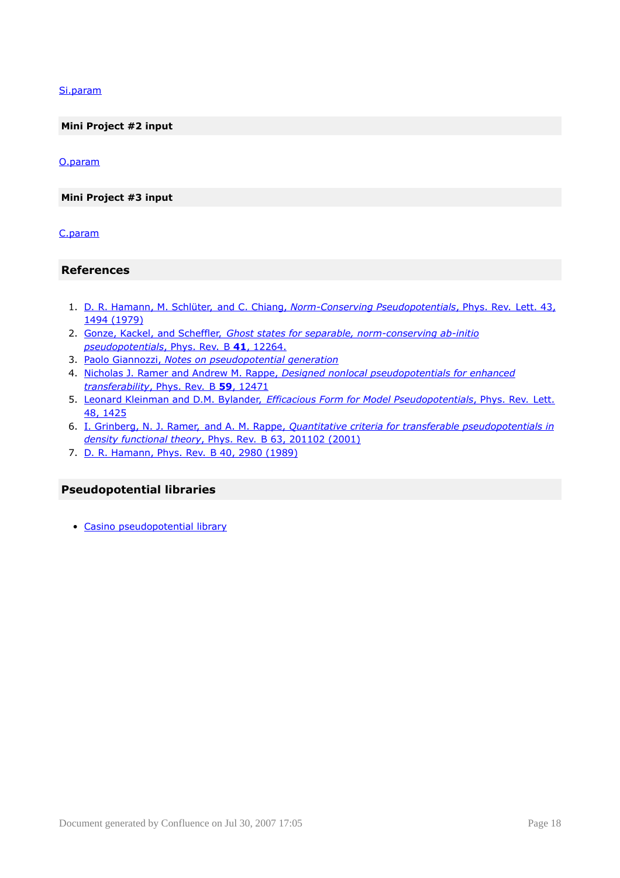Si.param

### Mini Project #2 input

O.param

### Mini Project #3 input

C.param

## References

1. D. R. Hamann, M. Schlüter, and C. Chiang, *Norm-Conserving Pseudopotentials*, Phys. Rev. Lett. 43, 1494 (1979)
2. Gonze, Kackel, and Scheffler, *Ghost states for separable, norm-conserving ab-initio pseudopotentials*, Phys. Rev. B **41**, 12264.
3. Paolo Giannozzi, *Notes on pseudopotential generation*
4. Nicholas J. Ramer and Andrew M. Rappe, *Designed nonlocal pseudopotentials for enhanced transferability*, Phys. Rev. B **59**, 12471
5. Leonard Kleinman and D.M. Bylander, *Efficacious Form for Model Pseudopotentials*, Phys. Rev. Lett. 48, 1425
6. I. Grinberg, N. J. Ramer, and A. M. Rappe, *Quantitative criteria for transferable pseudopotentials in density functional theory*, Phys. Rev. B 63, 201102 (2001)
7. D. R. Hamann, Phys. Rev. B 40, 2980 (1989)

## Pseudopotential libraries

- Casino pseudopotential library

Document generated by Confluence on Jul 30, 2007 17:05